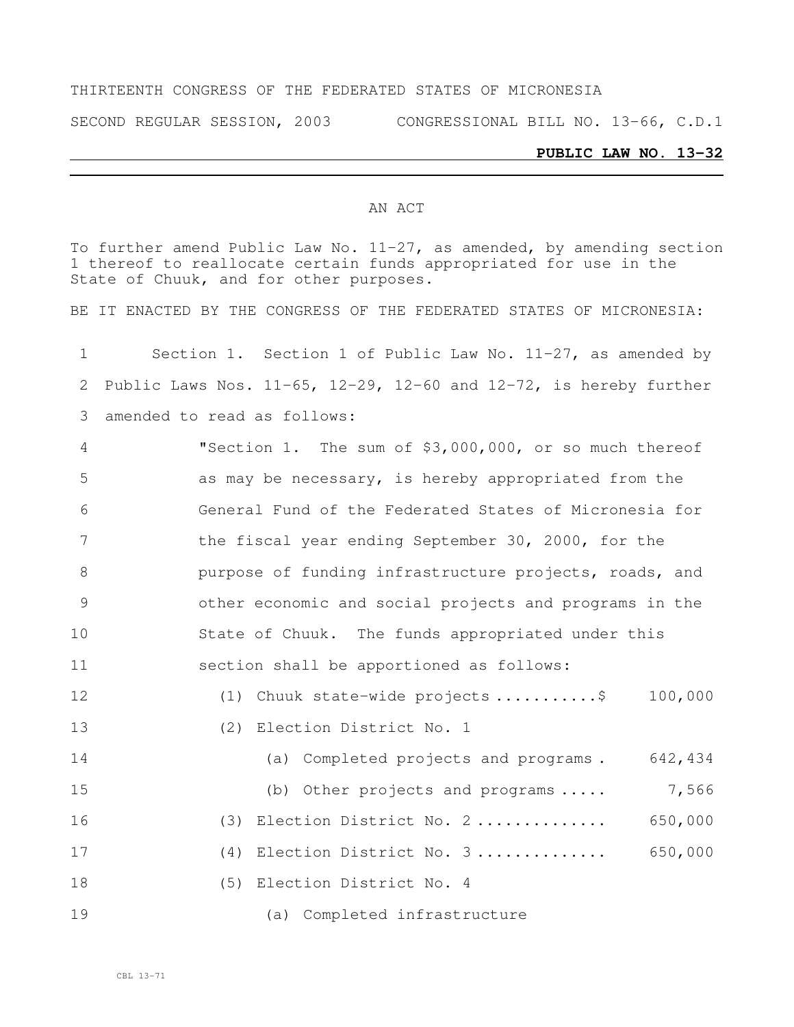THIRTEENTH CONGRESS OF THE FEDERATED STATES OF MICRONESIA

SECOND REGULAR SESSION, 2003 CONGRESSIONAL BILL NO. 13-66, C.D.1

**PUBLIC LAW NO. 13-32**

AN ACT

To further amend Public Law No. 11-27, as amended, by amending section 1 thereof to reallocate certain funds appropriated for use in the State of Chuuk, and for other purposes.

BE IT ENACTED BY THE CONGRESS OF THE FEDERATED STATES OF MICRONESIA:

1 Section 1. Section 1 of Public Law No. 11-27, as amended by
2 Public Laws Nos. 11-65, 12-29, 12-60 and 12-72, is hereby further
3 amended to read as follows:

4 "Section 1. The sum of $3,000,000, or so much thereof
5 as may be necessary, is hereby appropriated from the
6 General Fund of the Federated States of Micronesia for
7 the fiscal year ending September 30, 2000, for the
8 purpose of funding infrastructure projects, roads, and
9 other economic and social projects and programs in the
10 State of Chuuk. The funds appropriated under this
11 section shall be apportioned as follows:

12 (1) Chuuk state-wide projects ...........$ 100,000

13 (2) Election District No. 1

14 (a) Completed projects and programs . 642,434

15 (b) Other projects and programs ..... 7,566

16 (3) Election District No. 2 .............. 650,000

17 (4) Election District No. 3 .............. 650,000

18 (5) Election District No. 4

19 (a) Completed infrastructure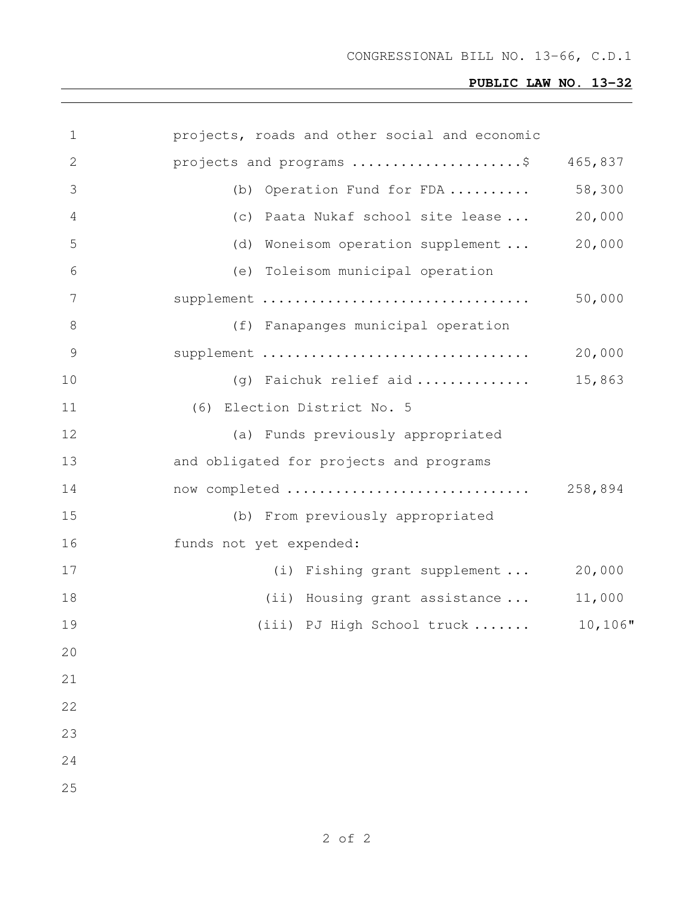projects, roads and other social and economic projects and programs .....................$ 465,837

(b) Operation Fund for FDA .......... 58,300

(c) Paata Nukaf school site lease ... 20,000

(d) Woneisom operation supplement ... 20,000

(e) Toleisom municipal operation supplement ................................ 50,000

(f) Fanapanges municipal operation supplement ................................ 20,000

(g) Faichuk relief aid ............. 15,863

(6) Election District No. 5

(a) Funds previously appropriated and obligated for projects and programs now completed ............................ 258,894

(b) From previously appropriated funds not yet expended:

(i) Fishing grant supplement ... 20,000

(ii) Housing grant assistance ... 11,000

(iii) PJ High School truck ....... 10,106"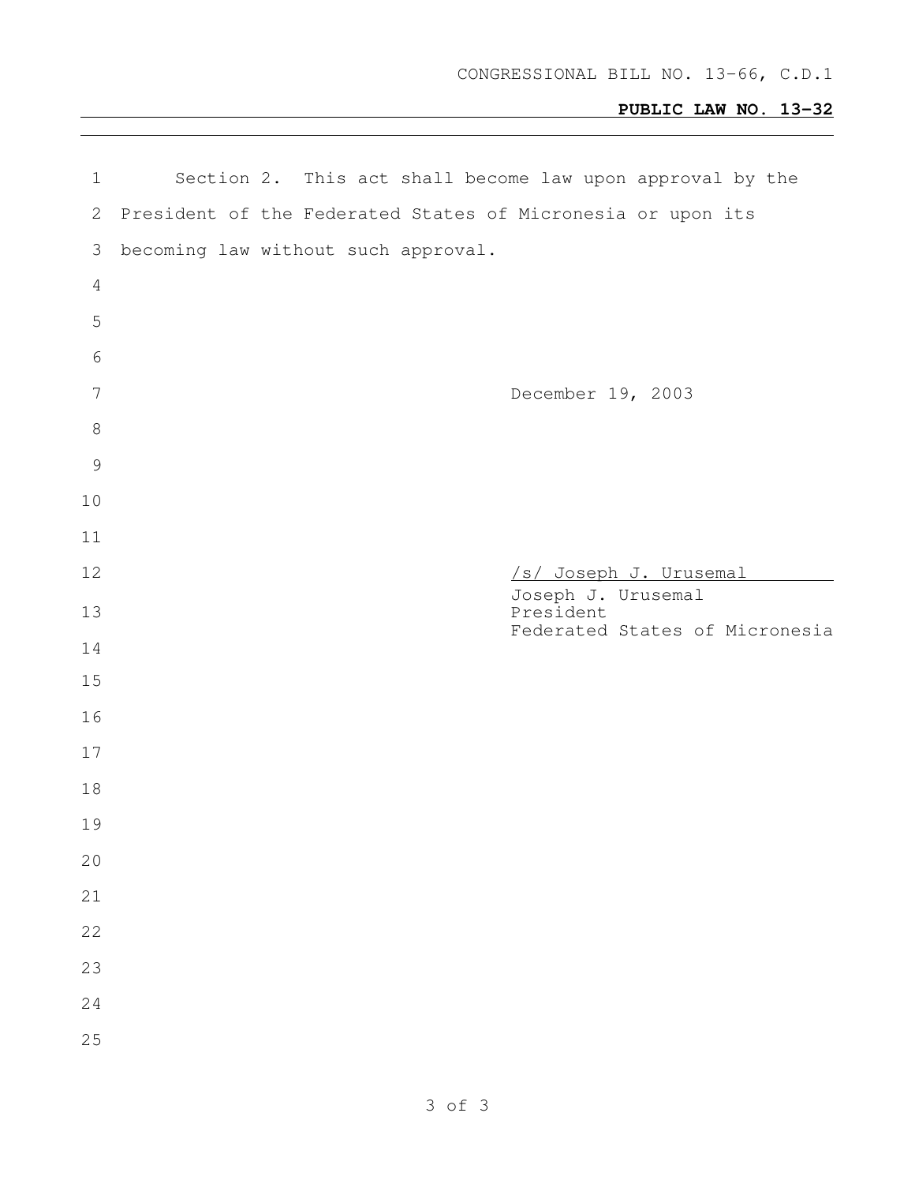Section 2. This act shall become law upon approval by the President of the Federated States of Micronesia or upon its becoming law without such approval.

December 19, 2003

/s/ Joseph J. Urusemal

Joseph J. Urusemal
President
Federated States of Micronesia